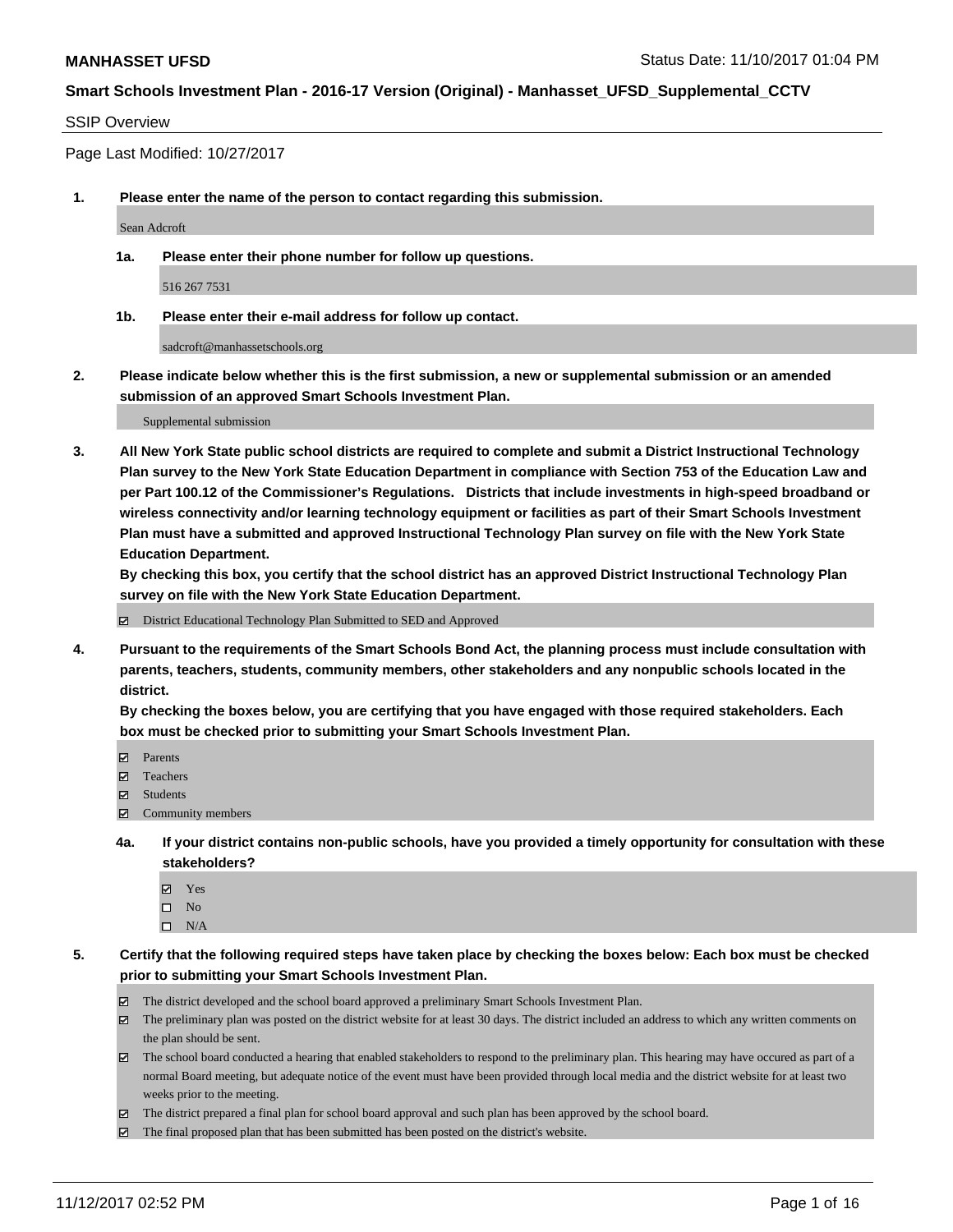**MANHASSET UFSD** Status Date: 11/10/2017 01:04 PM

**Smart Schools Investment Plan - 2016-17 Version (Original) - Manhasset_UFSD_Supplemental_CCTV**

SSIP Overview

Page Last Modified: 10/27/2017

**1. Please enter the name of the person to contact regarding this submission.**

Sean Adcroft

**1a. Please enter their phone number for follow up questions.**

516 267 7531

**1b. Please enter their e-mail address for follow up contact.**

sadcroft@manhassetschools.org

**2. Please indicate below whether this is the first submission, a new or supplemental submission or an amended submission of an approved Smart Schools Investment Plan.**

Supplemental submission

**3. All New York State public school districts are required to complete and submit a District Instructional Technology Plan survey to the New York State Education Department in compliance with Section 753 of the Education Law and per Part 100.12 of the Commissioner's Regulations. Districts that include investments in high-speed broadband or wireless connectivity and/or learning technology equipment or facilities as part of their Smart Schools Investment Plan must have a submitted and approved Instructional Technology Plan survey on file with the New York State Education Department.**
**By checking this box, you certify that the school district has an approved District Instructional Technology Plan survey on file with the New York State Education Department.**

- [x] District Educational Technology Plan Submitted to SED and Approved

**4. Pursuant to the requirements of the Smart Schools Bond Act, the planning process must include consultation with parents, teachers, students, community members, other stakeholders and any nonpublic schools located in the district.**
**By checking the boxes below, you are certifying that you have engaged with those required stakeholders. Each box must be checked prior to submitting your Smart Schools Investment Plan.**

- [x] Parents
- [x] Teachers
- [x] Students
- [x] Community members

**4a. If your district contains non-public schools, have you provided a timely opportunity for consultation with these stakeholders?**

- [x] Yes
- [ ] No
- [ ] N/A

**5. Certify that the following required steps have taken place by checking the boxes below: Each box must be checked prior to submitting your Smart Schools Investment Plan.**

- [x] The district developed and the school board approved a preliminary Smart Schools Investment Plan.
- [x] The preliminary plan was posted on the district website for at least 30 days. The district included an address to which any written comments on the plan should be sent.
- [x] The school board conducted a hearing that enabled stakeholders to respond to the preliminary plan. This hearing may have occured as part of a normal Board meeting, but adequate notice of the event must have been provided through local media and the district website for at least two weeks prior to the meeting.
- [x] The district prepared a final plan for school board approval and such plan has been approved by the school board.
- [x] The final proposed plan that has been submitted has been posted on the district's website.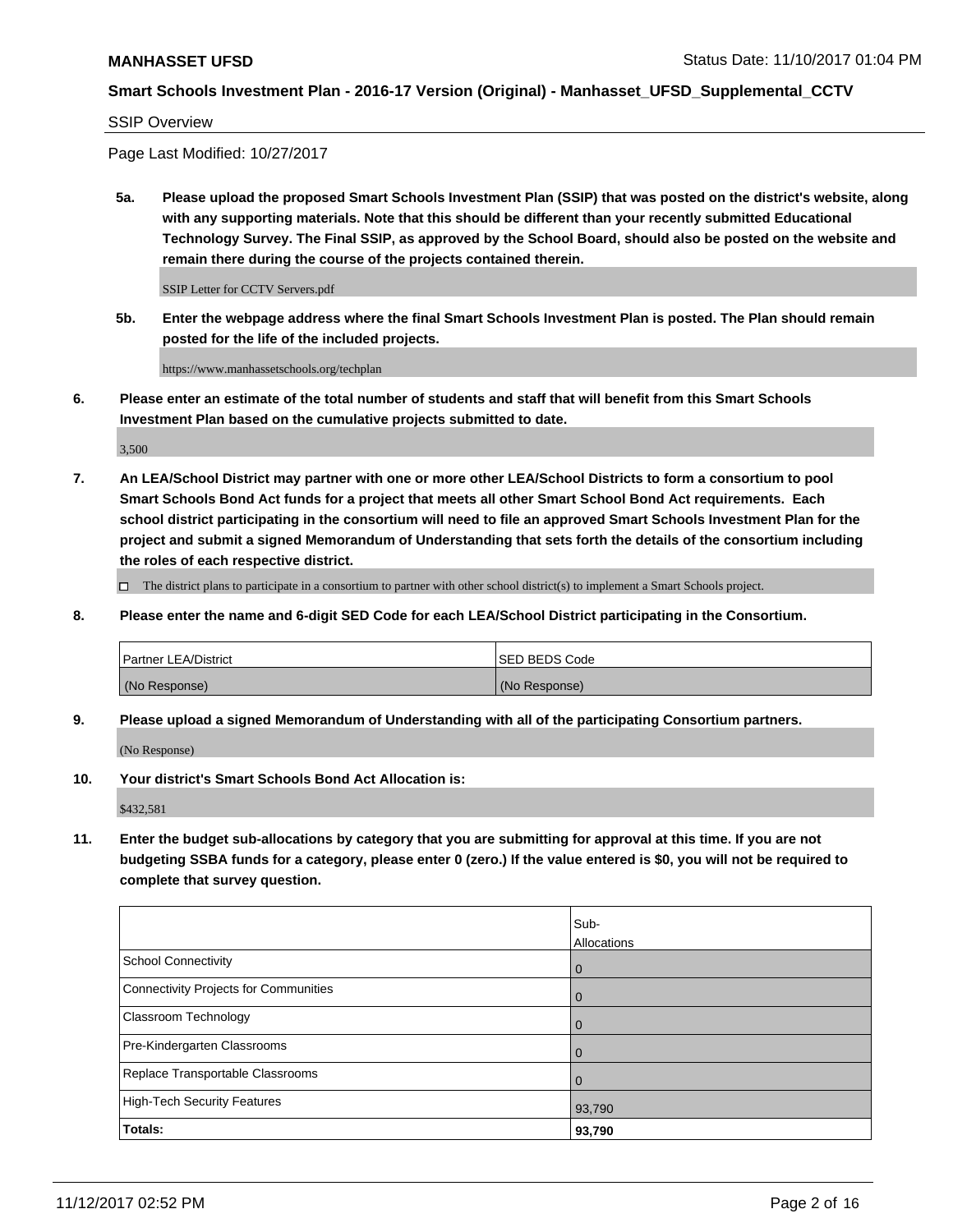**MANHASSET UFSD** Status Date: 11/10/2017 01:04 PM

**Smart Schools Investment Plan - 2016-17 Version (Original) - Manhasset_UFSD_Supplemental_CCTV**

SSIP Overview

Page Last Modified: 10/27/2017

**5a. Please upload the proposed Smart Schools Investment Plan (SSIP) that was posted on the district's website, along with any supporting materials. Note that this should be different than your recently submitted Educational Technology Survey. The Final SSIP, as approved by the School Board, should also be posted on the website and remain there during the course of the projects contained therein.**

SSIP Letter for CCTV Servers.pdf

**5b. Enter the webpage address where the final Smart Schools Investment Plan is posted. The Plan should remain posted for the life of the included projects.**

https://www.manhassetschools.org/techplan

**6. Please enter an estimate of the total number of students and staff that will benefit from this Smart Schools Investment Plan based on the cumulative projects submitted to date.**

3,500

**7. An LEA/School District may partner with one or more other LEA/School Districts to form a consortium to pool Smart Schools Bond Act funds for a project that meets all other Smart School Bond Act requirements. Each school district participating in the consortium will need to file an approved Smart Schools Investment Plan for the project and submit a signed Memorandum of Understanding that sets forth the details of the consortium including the roles of each respective district.**

☐ The district plans to participate in a consortium to partner with other school district(s) to implement a Smart Schools project.

**8. Please enter the name and 6-digit SED Code for each LEA/School District participating in the Consortium.**

| Partner LEA/District | SED BEDS Code |
|---|---|
| (No Response) | (No Response) |

**9. Please upload a signed Memorandum of Understanding with all of the participating Consortium partners.**

(No Response)

**10. Your district's Smart Schools Bond Act Allocation is:**

$432,581

**11. Enter the budget sub-allocations by category that you are submitting for approval at this time. If you are not budgeting SSBA funds for a category, please enter 0 (zero.) If the value entered is $0, you will not be required to complete that survey question.**

| | Sub-Allocations |
|---|---|
| School Connectivity | 0 |
| Connectivity Projects for Communities | 0 |
| Classroom Technology | 0 |
| Pre-Kindergarten Classrooms | 0 |
| Replace Transportable Classrooms | 0 |
| High-Tech Security Features | 93,790 |
| **Totals:** | **93,790** |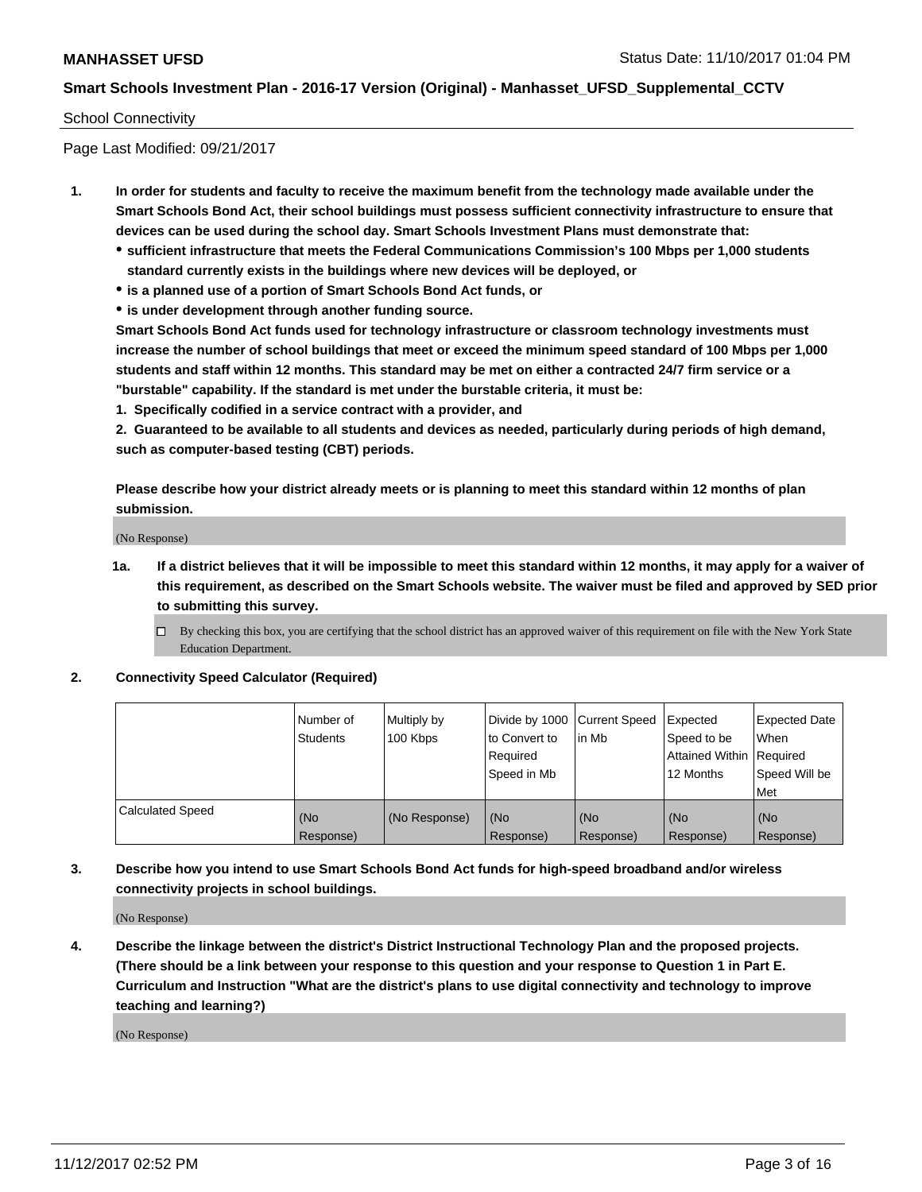School Connectivity

Page Last Modified: 09/21/2017

1. **In order for students and faculty to receive the maximum benefit from the technology made available under the Smart Schools Bond Act, their school buildings must possess sufficient connectivity infrastructure to ensure that devices can be used during the school day. Smart Schools Investment Plans must demonstrate that:**
   - **sufficient infrastructure that meets the Federal Communications Commission's 100 Mbps per 1,000 students standard currently exists in the buildings where new devices will be deployed, or**
   - **is a planned use of a portion of Smart Schools Bond Act funds, or**
   - **is under development through another funding source.**

   **Smart Schools Bond Act funds used for technology infrastructure or classroom technology investments must increase the number of school buildings that meet or exceed the minimum speed standard of 100 Mbps per 1,000 students and staff within 12 months. This standard may be met on either a contracted 24/7 firm service or a "burstable" capability. If the standard is met under the burstable criteria, it must be:**

   **1. Specifically codified in a service contract with a provider, and**

   **2. Guaranteed to be available to all students and devices as needed, particularly during periods of high demand, such as computer-based testing (CBT) periods.**

   **Please describe how your district already meets or is planning to meet this standard within 12 months of plan submission.**

   (No Response)

   **1a. If a district believes that it will be impossible to meet this standard within 12 months, it may apply for a waiver of this requirement, as described on the Smart Schools website. The waiver must be filed and approved by SED prior to submitting this survey.**

   ☐ By checking this box, you are certifying that the school district has an approved waiver of this requirement on file with the New York State Education Department.

2. **Connectivity Speed Calculator (Required)**

| | Number of Students | Multiply by 100 Kbps | Divide by 1000 to Convert to Required Speed in Mb | Current Speed in Mb | Expected Speed to be Attained Within 12 Months | Expected Date When Required Speed Will be Met |
|---|---|---|---|---|---|---|
| Calculated Speed | (No Response) | (No Response) | (No Response) | (No Response) | (No Response) | (No Response) |

3. **Describe how you intend to use Smart Schools Bond Act funds for high-speed broadband and/or wireless connectivity projects in school buildings.**

   (No Response)

4. **Describe the linkage between the district's District Instructional Technology Plan and the proposed projects. (There should be a link between your response to this question and your response to Question 1 in Part E. Curriculum and Instruction "What are the district's plans to use digital connectivity and technology to improve teaching and learning?)**

   (No Response)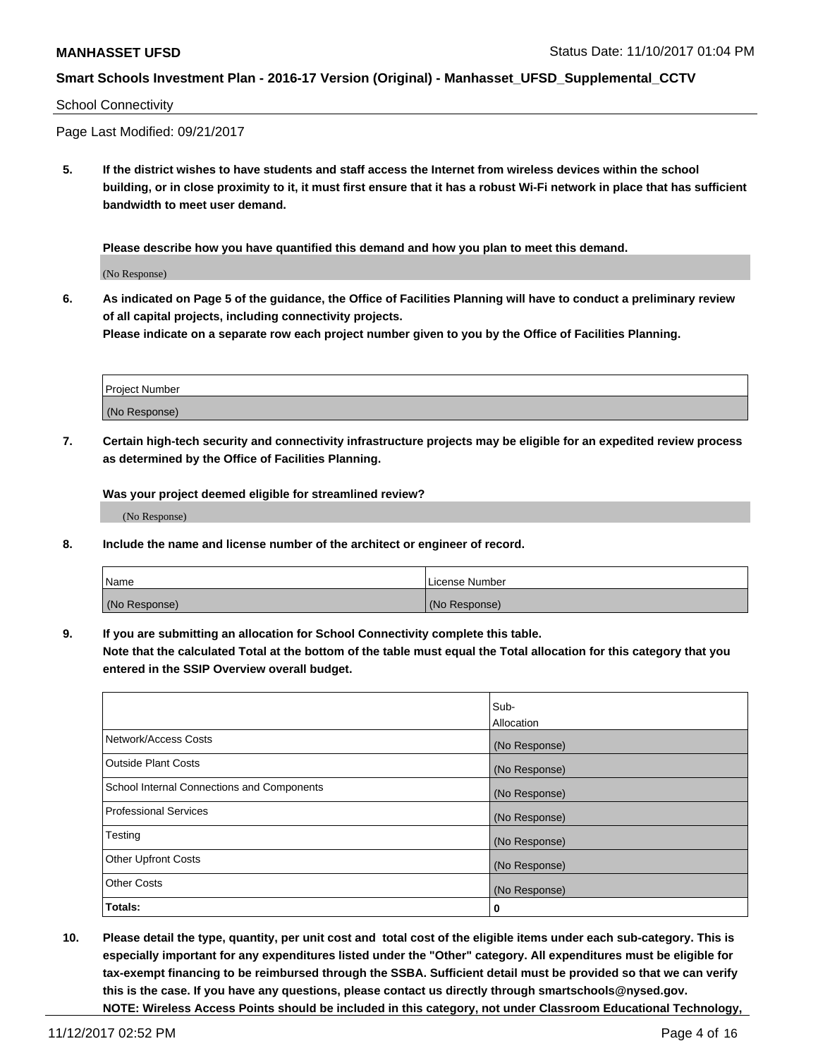School Connectivity

Page Last Modified: 09/21/2017

**5. If the district wishes to have students and staff access the Internet from wireless devices within the school building, or in close proximity to it, it must first ensure that it has a robust Wi-Fi network in place that has sufficient bandwidth to meet user demand.**

**Please describe how you have quantified this demand and how you plan to meet this demand.**

(No Response)

**6. As indicated on Page 5 of the guidance, the Office of Facilities Planning will have to conduct a preliminary review of all capital projects, including connectivity projects.**
**Please indicate on a separate row each project number given to you by the Office of Facilities Planning.**

| Project Number |
|---|
| (No Response) |

**7. Certain high-tech security and connectivity infrastructure projects may be eligible for an expedited review process as determined by the Office of Facilities Planning.**

**Was your project deemed eligible for streamlined review?**

(No Response)

**8. Include the name and license number of the architect or engineer of record.**

| Name | License Number |
|---|---|
| (No Response) | (No Response) |

**9. If you are submitting an allocation for School Connectivity complete this table.**
**Note that the calculated Total at the bottom of the table must equal the Total allocation for this category that you entered in the SSIP Overview overall budget.**

| | Sub-Allocation |
|---|---|
| Network/Access Costs | (No Response) |
| Outside Plant Costs | (No Response) |
| School Internal Connections and Components | (No Response) |
| Professional Services | (No Response) |
| Testing | (No Response) |
| Other Upfront Costs | (No Response) |
| Other Costs | (No Response) |
| **Totals:** | **0** |

**10. Please detail the type, quantity, per unit cost and total cost of the eligible items under each sub-category. This is especially important for any expenditures listed under the "Other" category. All expenditures must be eligible for tax-exempt financing to be reimbursed through the SSBA. Sufficient detail must be provided so that we can verify this is the case. If you have any questions, please contact us directly through smartschools@nysed.gov.**
**NOTE: Wireless Access Points should be included in this category, not under Classroom Educational Technology,**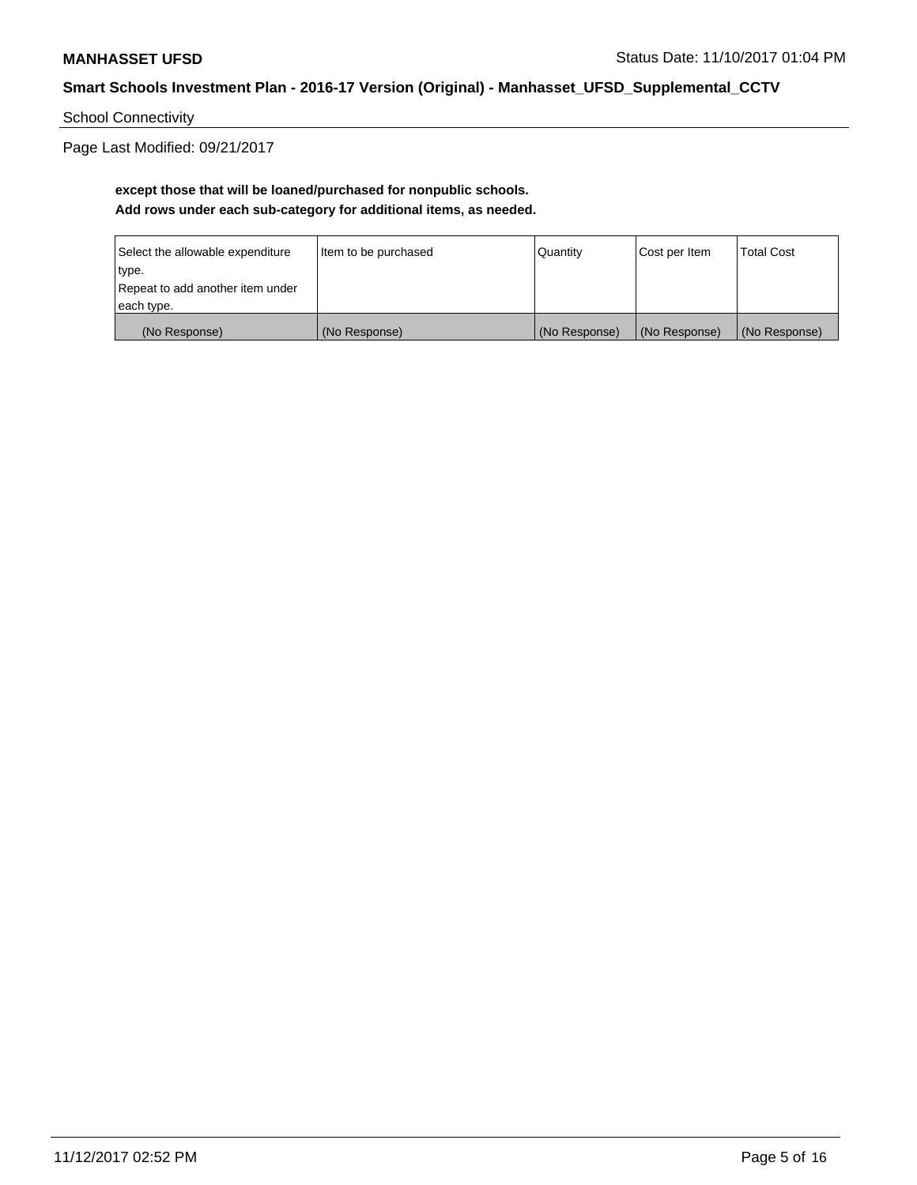School Connectivity

Page Last Modified: 09/21/2017

**except those that will be loaned/purchased for nonpublic schools.**
**Add rows under each sub-category for additional items, as needed.**

| Select the allowable expenditure type. Repeat to add another item under each type. | Item to be purchased | Quantity | Cost per Item | Total Cost |
|---|---|---|---|---|
| (No Response) | (No Response) | (No Response) | (No Response) | (No Response) |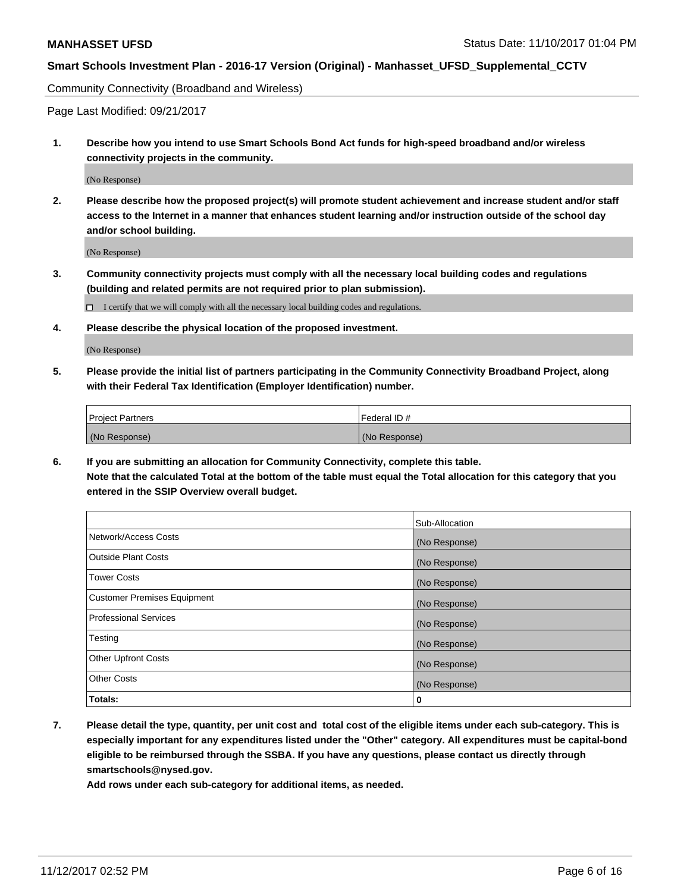Community Connectivity (Broadband and Wireless)

Page Last Modified: 09/21/2017

**1. Describe how you intend to use Smart Schools Bond Act funds for high-speed broadband and/or wireless connectivity projects in the community.**

(No Response)

**2. Please describe how the proposed project(s) will promote student achievement and increase student and/or staff access to the Internet in a manner that enhances student learning and/or instruction outside of the school day and/or school building.**

(No Response)

**3. Community connectivity projects must comply with all the necessary local building codes and regulations (building and related permits are not required prior to plan submission).**

☐ I certify that we will comply with all the necessary local building codes and regulations.

**4. Please describe the physical location of the proposed investment.**

(No Response)

**5. Please provide the initial list of partners participating in the Community Connectivity Broadband Project, along with their Federal Tax Identification (Employer Identification) number.**

| Project Partners | Federal ID # |
|---|---|
| (No Response) | (No Response) |

**6. If you are submitting an allocation for Community Connectivity, complete this table. Note that the calculated Total at the bottom of the table must equal the Total allocation for this category that you entered in the SSIP Overview overall budget.**

| | Sub-Allocation |
|---|---|
| Network/Access Costs | (No Response) |
| Outside Plant Costs | (No Response) |
| Tower Costs | (No Response) |
| Customer Premises Equipment | (No Response) |
| Professional Services | (No Response) |
| Testing | (No Response) |
| Other Upfront Costs | (No Response) |
| Other Costs | (No Response) |
| **Totals:** | **0** |

**7. Please detail the type, quantity, per unit cost and total cost of the eligible items under each sub-category. This is especially important for any expenditures listed under the "Other" category. All expenditures must be capital-bond eligible to be reimbursed through the SSBA. If you have any questions, please contact us directly through smartschools@nysed.gov.**

**Add rows under each sub-category for additional items, as needed.**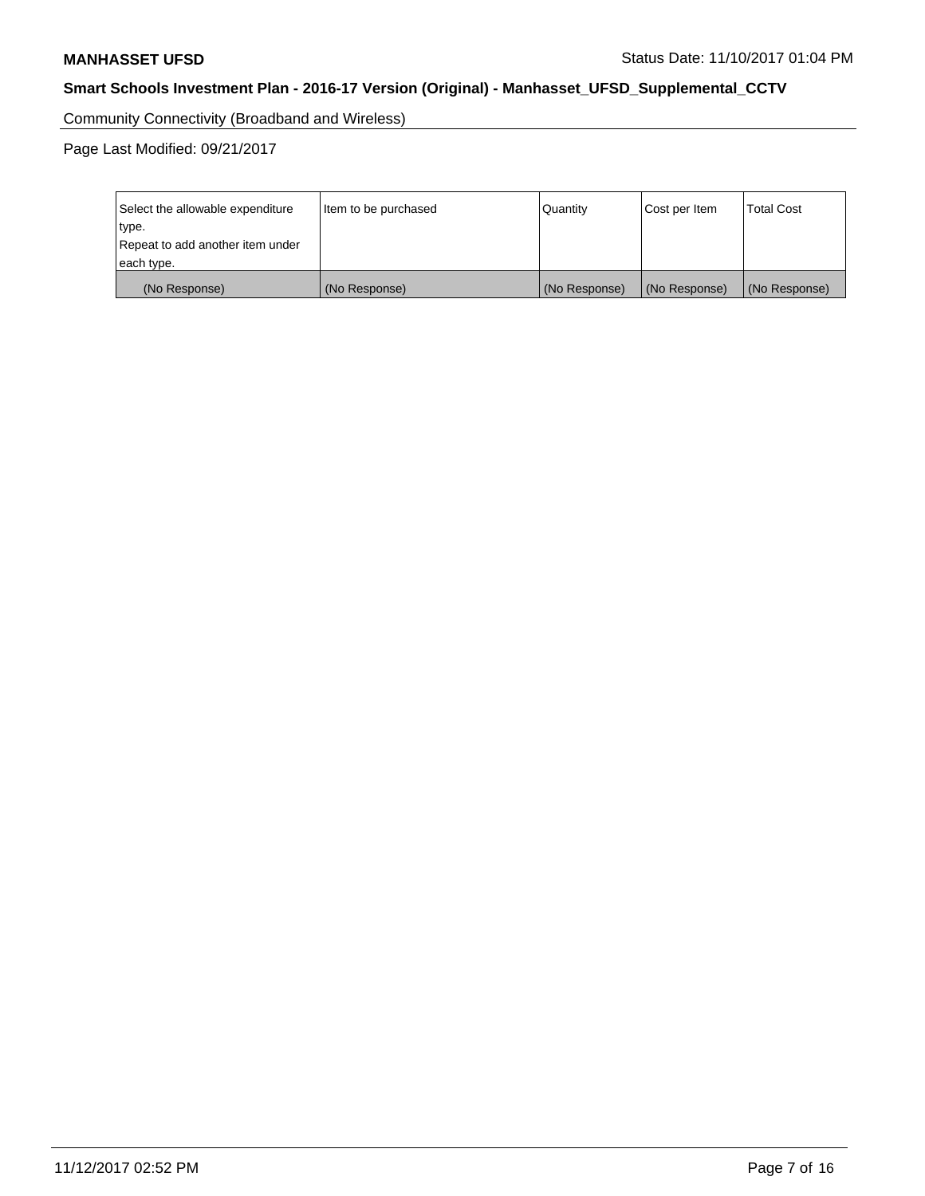**MANHASSET UFSD** Status Date: 11/10/2017 01:04 PM

**Smart Schools Investment Plan - 2016-17 Version (Original) - Manhasset_UFSD_Supplemental_CCTV**

Community Connectivity (Broadband and Wireless)

Page Last Modified: 09/21/2017

| Select the allowable expenditure type. Repeat to add another item under each type. | Item to be purchased | Quantity | Cost per Item | Total Cost |
|---|---|---|---|---|
| (No Response) | (No Response) | (No Response) | (No Response) | (No Response) |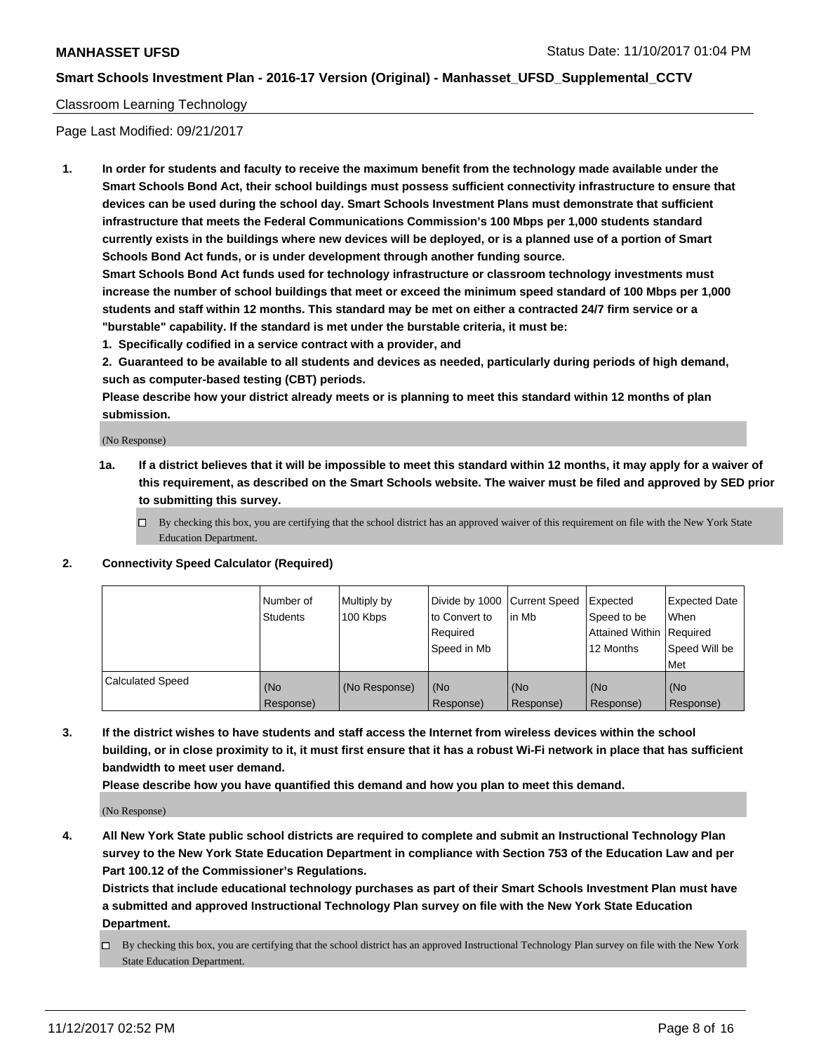Classroom Learning Technology

Page Last Modified: 09/21/2017

**1. In order for students and faculty to receive the maximum benefit from the technology made available under the Smart Schools Bond Act, their school buildings must possess sufficient connectivity infrastructure to ensure that devices can be used during the school day. Smart Schools Investment Plans must demonstrate that sufficient infrastructure that meets the Federal Communications Commission's 100 Mbps per 1,000 students standard currently exists in the buildings where new devices will be deployed, or is a planned use of a portion of Smart Schools Bond Act funds, or is under development through another funding source.**

**Smart Schools Bond Act funds used for technology infrastructure or classroom technology investments must increase the number of school buildings that meet or exceed the minimum speed standard of 100 Mbps per 1,000 students and staff within 12 months. This standard may be met on either a contracted 24/7 firm service or a "burstable" capability. If the standard is met under the burstable criteria, it must be:**

**1. Specifically codified in a service contract with a provider, and**

**2. Guaranteed to be available to all students and devices as needed, particularly during periods of high demand, such as computer-based testing (CBT) periods.**

**Please describe how your district already meets or is planning to meet this standard within 12 months of plan submission.**

(No Response)

**1a. If a district believes that it will be impossible to meet this standard within 12 months, it may apply for a waiver of this requirement, as described on the Smart Schools website. The waiver must be filed and approved by SED prior to submitting this survey.**

☐ By checking this box, you are certifying that the school district has an approved waiver of this requirement on file with the New York State Education Department.

**2. Connectivity Speed Calculator (Required)**

| | Number of Students | Multiply by 100 Kbps | Divide by 1000 to Convert to Required Speed in Mb | Current Speed in Mb | Expected Speed to be Attained Within 12 Months | Expected Date When Required Speed Will be Met |
|---|---|---|---|---|---|---|
| Calculated Speed | (No Response) | (No Response) | (No Response) | (No Response) | (No Response) | (No Response) |

**3. If the district wishes to have students and staff access the Internet from wireless devices within the school building, or in close proximity to it, it must first ensure that it has a robust Wi-Fi network in place that has sufficient bandwidth to meet user demand.**

**Please describe how you have quantified this demand and how you plan to meet this demand.**

(No Response)

**4. All New York State public school districts are required to complete and submit an Instructional Technology Plan survey to the New York State Education Department in compliance with Section 753 of the Education Law and per Part 100.12 of the Commissioner's Regulations.**

**Districts that include educational technology purchases as part of their Smart Schools Investment Plan must have a submitted and approved Instructional Technology Plan survey on file with the New York State Education Department.**

☐ By checking this box, you are certifying that the school district has an approved Instructional Technology Plan survey on file with the New York State Education Department.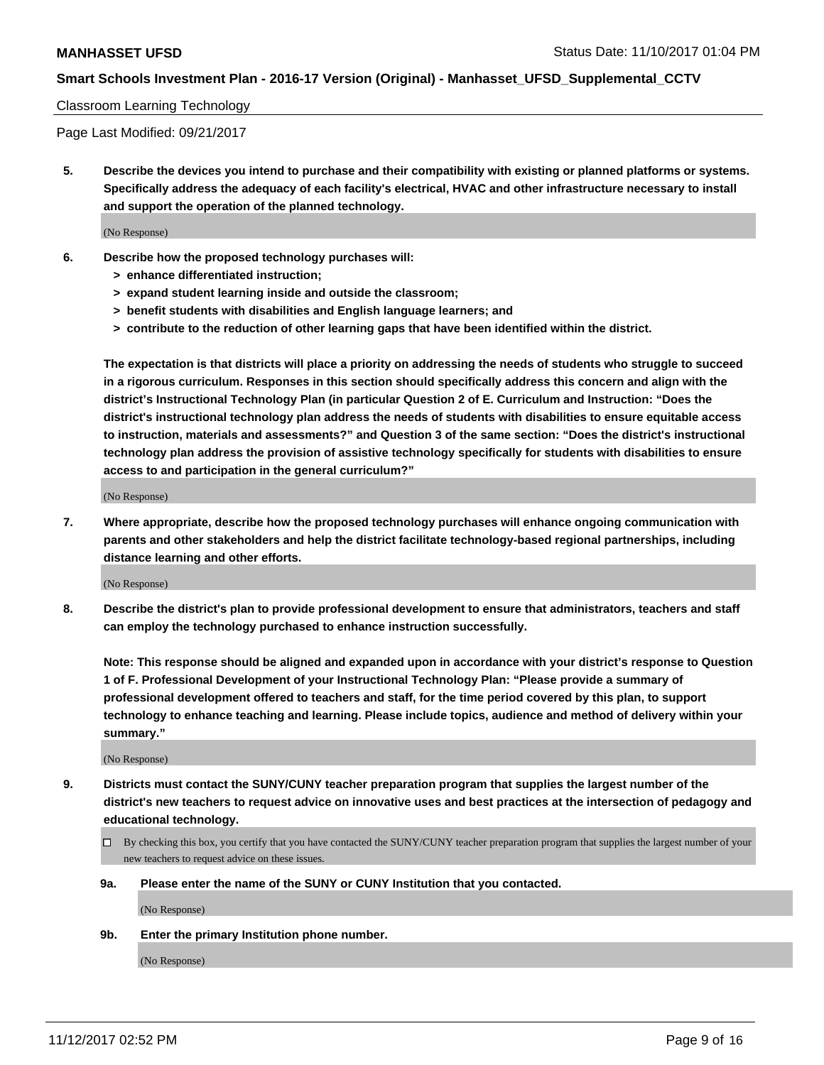Classroom Learning Technology

Page Last Modified: 09/21/2017

**5. Describe the devices you intend to purchase and their compatibility with existing or planned platforms or systems. Specifically address the adequacy of each facility's electrical, HVAC and other infrastructure necessary to install and support the operation of the planned technology.**

(No Response)

**6. Describe how the proposed technology purchases will:**

- **> enhance differentiated instruction;**
- **> expand student learning inside and outside the classroom;**
- **> benefit students with disabilities and English language learners; and**
- **> contribute to the reduction of other learning gaps that have been identified within the district.**

**The expectation is that districts will place a priority on addressing the needs of students who struggle to succeed in a rigorous curriculum. Responses in this section should specifically address this concern and align with the district's Instructional Technology Plan (in particular Question 2 of E. Curriculum and Instruction: "Does the district's instructional technology plan address the needs of students with disabilities to ensure equitable access to instruction, materials and assessments?" and Question 3 of the same section: "Does the district's instructional technology plan address the provision of assistive technology specifically for students with disabilities to ensure access to and participation in the general curriculum?"**

(No Response)

**7. Where appropriate, describe how the proposed technology purchases will enhance ongoing communication with parents and other stakeholders and help the district facilitate technology-based regional partnerships, including distance learning and other efforts.**

(No Response)

**8. Describe the district's plan to provide professional development to ensure that administrators, teachers and staff can employ the technology purchased to enhance instruction successfully.**

**Note: This response should be aligned and expanded upon in accordance with your district's response to Question 1 of F. Professional Development of your Instructional Technology Plan: "Please provide a summary of professional development offered to teachers and staff, for the time period covered by this plan, to support technology to enhance teaching and learning. Please include topics, audience and method of delivery within your summary."**

(No Response)

**9. Districts must contact the SUNY/CUNY teacher preparation program that supplies the largest number of the district's new teachers to request advice on innovative uses and best practices at the intersection of pedagogy and educational technology.**

☐ By checking this box, you certify that you have contacted the SUNY/CUNY teacher preparation program that supplies the largest number of your new teachers to request advice on these issues.

**9a. Please enter the name of the SUNY or CUNY Institution that you contacted.**

(No Response)

**9b. Enter the primary Institution phone number.**

(No Response)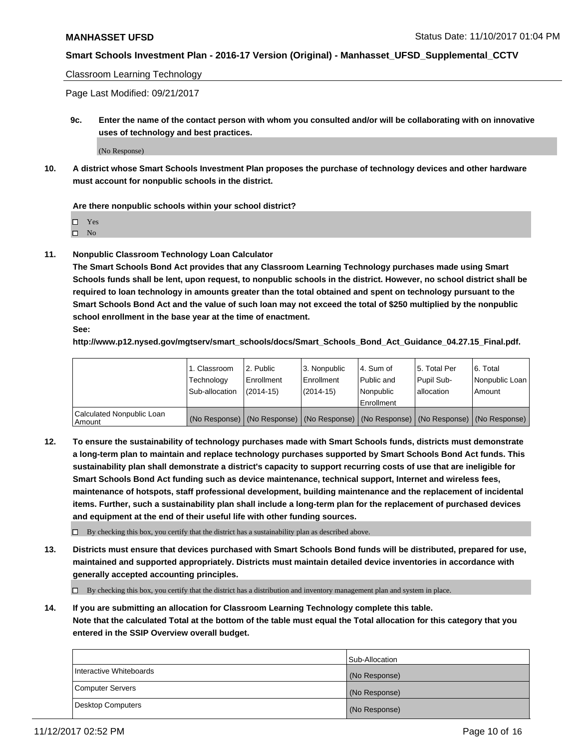Classroom Learning Technology

Page Last Modified: 09/21/2017

**9c. Enter the name of the contact person with whom you consulted and/or will be collaborating with on innovative uses of technology and best practices.**

(No Response)

**10. A district whose Smart Schools Investment Plan proposes the purchase of technology devices and other hardware must account for nonpublic schools in the district.**

**Are there nonpublic schools within your school district?**

- ☐ Yes
- ☐ No

**11. Nonpublic Classroom Technology Loan Calculator**

**The Smart Schools Bond Act provides that any Classroom Learning Technology purchases made using Smart Schools funds shall be lent, upon request, to nonpublic schools in the district. However, no school district shall be required to loan technology in amounts greater than the total obtained and spent on technology pursuant to the Smart Schools Bond Act and the value of such loan may not exceed the total of $250 multiplied by the nonpublic school enrollment in the base year at the time of enactment.**

**See:**

**http://www.p12.nysed.gov/mgtserv/smart_schools/docs/Smart_Schools_Bond_Act_Guidance_04.27.15_Final.pdf.**

| | 1. Classroom Technology Sub-allocation | 2. Public Enrollment (2014-15) | 3. Nonpublic Enrollment (2014-15) | 4. Sum of Public and Nonpublic Enrollment | 5. Total Per Pupil Sub-allocation | 6. Total Nonpublic Loan Amount |
|---|---|---|---|---|---|---|
| Calculated Nonpublic Loan Amount | (No Response) | (No Response) | (No Response) | (No Response) | (No Response) | (No Response) |

**12. To ensure the sustainability of technology purchases made with Smart Schools funds, districts must demonstrate a long-term plan to maintain and replace technology purchases supported by Smart Schools Bond Act funds. This sustainability plan shall demonstrate a district's capacity to support recurring costs of use that are ineligible for Smart Schools Bond Act funding such as device maintenance, technical support, Internet and wireless fees, maintenance of hotspots, staff professional development, building maintenance and the replacement of incidental items. Further, such a sustainability plan shall include a long-term plan for the replacement of purchased devices and equipment at the end of their useful life with other funding sources.**

☐ By checking this box, you certify that the district has a sustainability plan as described above.

**13. Districts must ensure that devices purchased with Smart Schools Bond funds will be distributed, prepared for use, maintained and supported appropriately. Districts must maintain detailed device inventories in accordance with generally accepted accounting principles.**

☐ By checking this box, you certify that the district has a distribution and inventory management plan and system in place.

**14. If you are submitting an allocation for Classroom Learning Technology complete this table. Note that the calculated Total at the bottom of the table must equal the Total allocation for this category that you entered in the SSIP Overview overall budget.**

| | Sub-Allocation |
|---|---|
| Interactive Whiteboards | (No Response) |
| Computer Servers | (No Response) |
| Desktop Computers | (No Response) |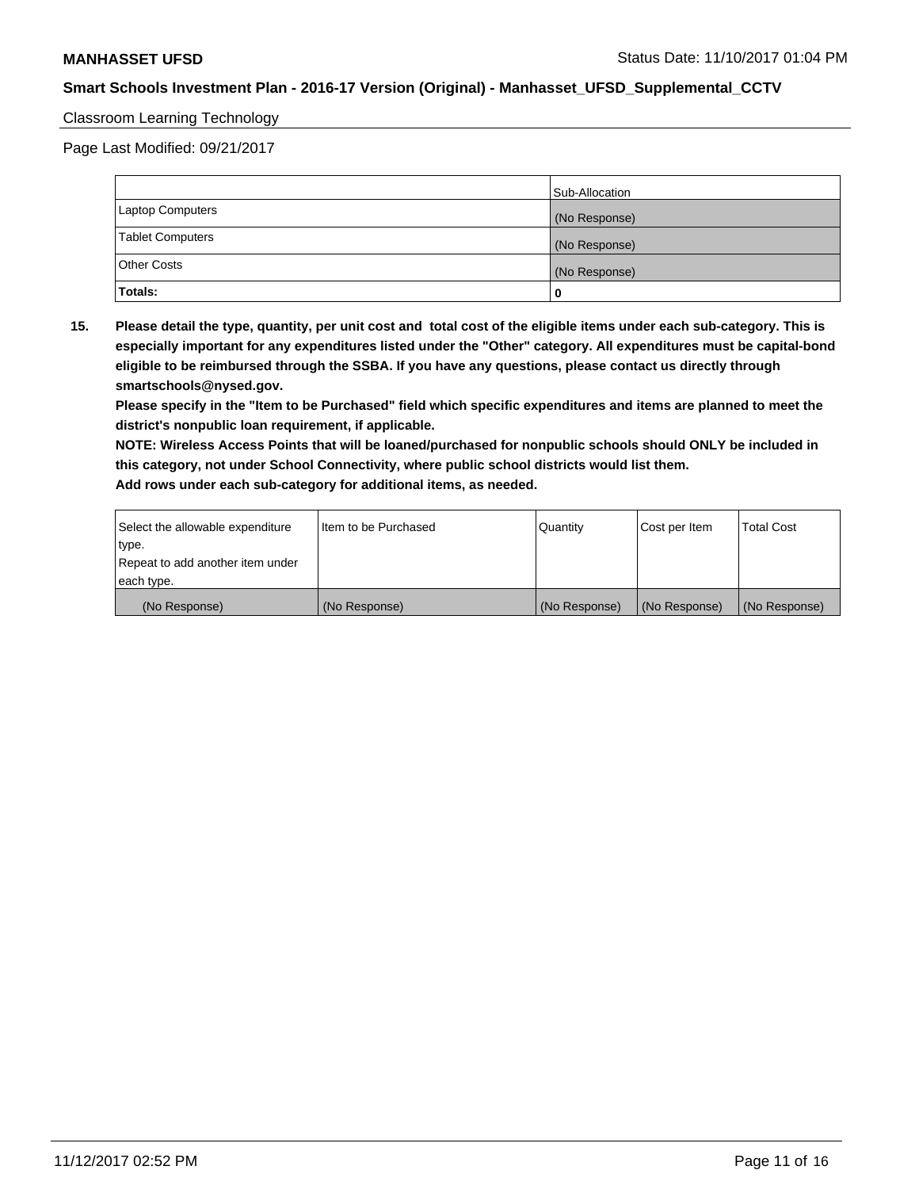Classroom Learning Technology

Page Last Modified: 09/21/2017

| | Sub-Allocation |
|---|---|
| Laptop Computers | (No Response) |
| Tablet Computers | (No Response) |
| Other Costs | (No Response) |
| **Totals:** | **0** |

**15. Please detail the type, quantity, per unit cost and total cost of the eligible items under each sub-category. This is especially important for any expenditures listed under the "Other" category. All expenditures must be capital-bond eligible to be reimbursed through the SSBA. If you have any questions, please contact us directly through smartschools@nysed.gov.**

**Please specify in the "Item to be Purchased" field which specific expenditures and items are planned to meet the district's nonpublic loan requirement, if applicable.**

**NOTE: Wireless Access Points that will be loaned/purchased for nonpublic schools should ONLY be included in this category, not under School Connectivity, where public school districts would list them.**

**Add rows under each sub-category for additional items, as needed.**

| Select the allowable expenditure type. Repeat to add another item under each type. | Item to be Purchased | Quantity | Cost per Item | Total Cost |
|---|---|---|---|---|
| (No Response) | (No Response) | (No Response) | (No Response) | (No Response) |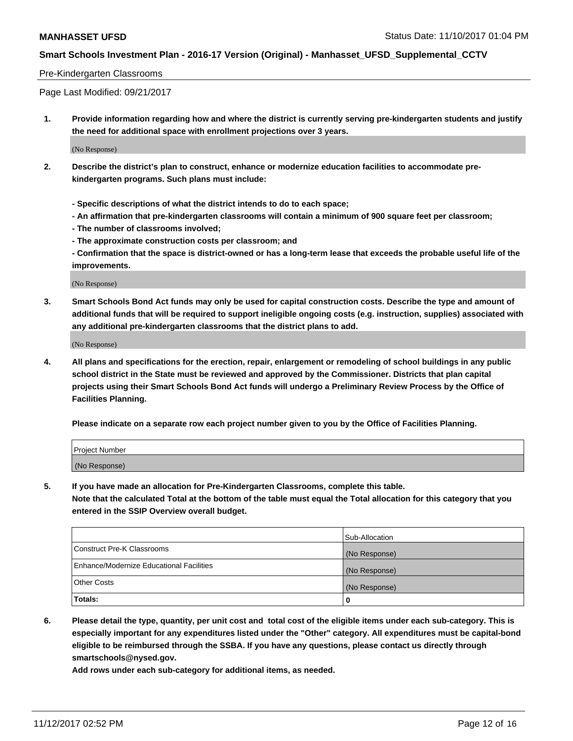Pre-Kindergarten Classrooms

Page Last Modified: 09/21/2017

**1. Provide information regarding how and where the district is currently serving pre-kindergarten students and justify the need for additional space with enrollment projections over 3 years.**

(No Response)

**2. Describe the district's plan to construct, enhance or modernize education facilities to accommodate pre-kindergarten programs. Such plans must include:**

**- Specific descriptions of what the district intends to do to each space;**
**- An affirmation that pre-kindergarten classrooms will contain a minimum of 900 square feet per classroom;**
**- The number of classrooms involved;**
**- The approximate construction costs per classroom; and**
**- Confirmation that the space is district-owned or has a long-term lease that exceeds the probable useful life of the improvements.**

(No Response)

**3. Smart Schools Bond Act funds may only be used for capital construction costs. Describe the type and amount of additional funds that will be required to support ineligible ongoing costs (e.g. instruction, supplies) associated with any additional pre-kindergarten classrooms that the district plans to add.**

(No Response)

**4. All plans and specifications for the erection, repair, enlargement or remodeling of school buildings in any public school district in the State must be reviewed and approved by the Commissioner. Districts that plan capital projects using their Smart Schools Bond Act funds will undergo a Preliminary Review Process by the Office of Facilities Planning.**

**Please indicate on a separate row each project number given to you by the Office of Facilities Planning.**

| Project Number |
|---|
| (No Response) |

**5. If you have made an allocation for Pre-Kindergarten Classrooms, complete this table.**
**Note that the calculated Total at the bottom of the table must equal the Total allocation for this category that you entered in the SSIP Overview overall budget.**

| | Sub-Allocation |
|---|---|
| Construct Pre-K Classrooms | (No Response) |
| Enhance/Modernize Educational Facilities | (No Response) |
| Other Costs | (No Response) |
| **Totals:** | **0** |

**6. Please detail the type, quantity, per unit cost and total cost of the eligible items under each sub-category. This is especially important for any expenditures listed under the "Other" category. All expenditures must be capital-bond eligible to be reimbursed through the SSBA. If you have any questions, please contact us directly through smartschools@nysed.gov.**

**Add rows under each sub-category for additional items, as needed.**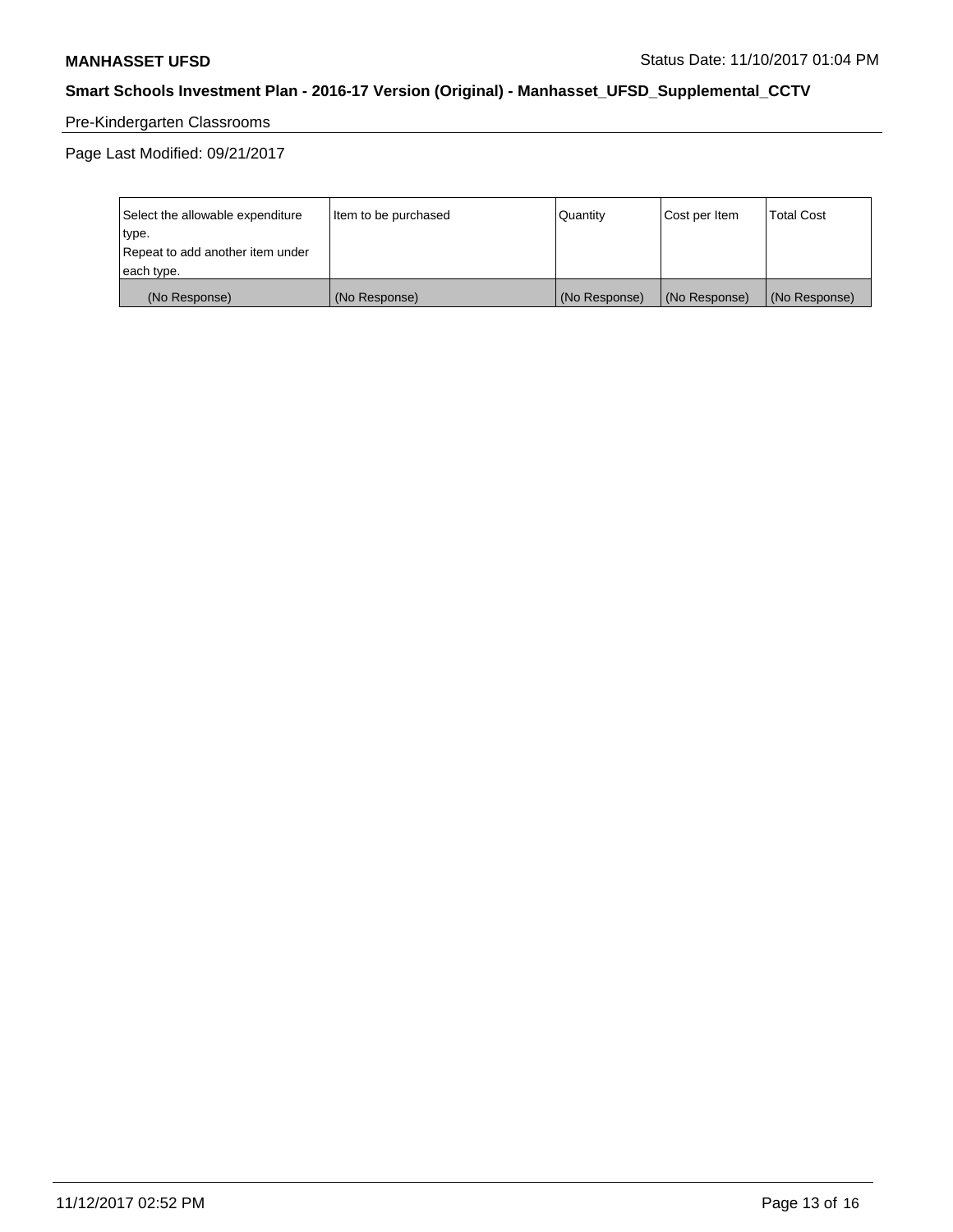Pre-Kindergarten Classrooms

Page Last Modified: 09/21/2017

| Select the allowable expenditure type.<br>Repeat to add another item under each type. | Item to be purchased | Quantity | Cost per Item | Total Cost |
|---|---|---|---|---|
| (No Response) | (No Response) | (No Response) | (No Response) | (No Response) |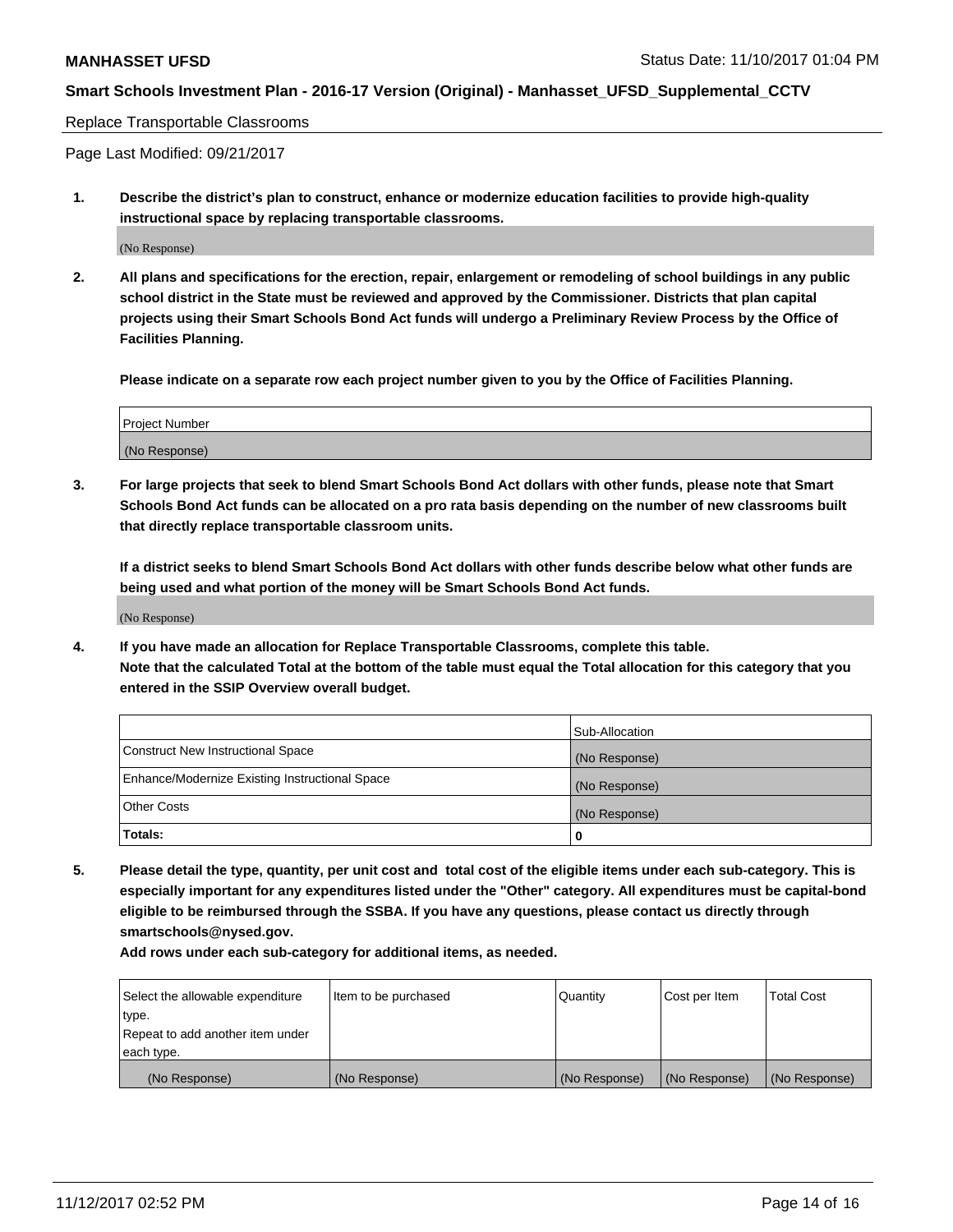Replace Transportable Classrooms

Page Last Modified: 09/21/2017

**1. Describe the district's plan to construct, enhance or modernize education facilities to provide high-quality instructional space by replacing transportable classrooms.**

(No Response)

**2. All plans and specifications for the erection, repair, enlargement or remodeling of school buildings in any public school district in the State must be reviewed and approved by the Commissioner. Districts that plan capital projects using their Smart Schools Bond Act funds will undergo a Preliminary Review Process by the Office of Facilities Planning.**

**Please indicate on a separate row each project number given to you by the Office of Facilities Planning.**

| Project Number |
| --- |
| (No Response) |

**3. For large projects that seek to blend Smart Schools Bond Act dollars with other funds, please note that Smart Schools Bond Act funds can be allocated on a pro rata basis depending on the number of new classrooms built that directly replace transportable classroom units.**

**If a district seeks to blend Smart Schools Bond Act dollars with other funds describe below what other funds are being used and what portion of the money will be Smart Schools Bond Act funds.**

(No Response)

**4. If you have made an allocation for Replace Transportable Classrooms, complete this table. Note that the calculated Total at the bottom of the table must equal the Total allocation for this category that you entered in the SSIP Overview overall budget.**

| | Sub-Allocation |
| --- | --- |
| Construct New Instructional Space | (No Response) |
| Enhance/Modernize Existing Instructional Space | (No Response) |
| Other Costs | (No Response) |
| **Totals:** | **0** |

**5. Please detail the type, quantity, per unit cost and total cost of the eligible items under each sub-category. This is especially important for any expenditures listed under the "Other" category. All expenditures must be capital-bond eligible to be reimbursed through the SSBA. If you have any questions, please contact us directly through smartschools@nysed.gov.**

**Add rows under each sub-category for additional items, as needed.**

| Select the allowable expenditure type. Repeat to add another item under each type. | Item to be purchased | Quantity | Cost per Item | Total Cost |
| --- | --- | --- | --- | --- |
| (No Response) | (No Response) | (No Response) | (No Response) | (No Response) |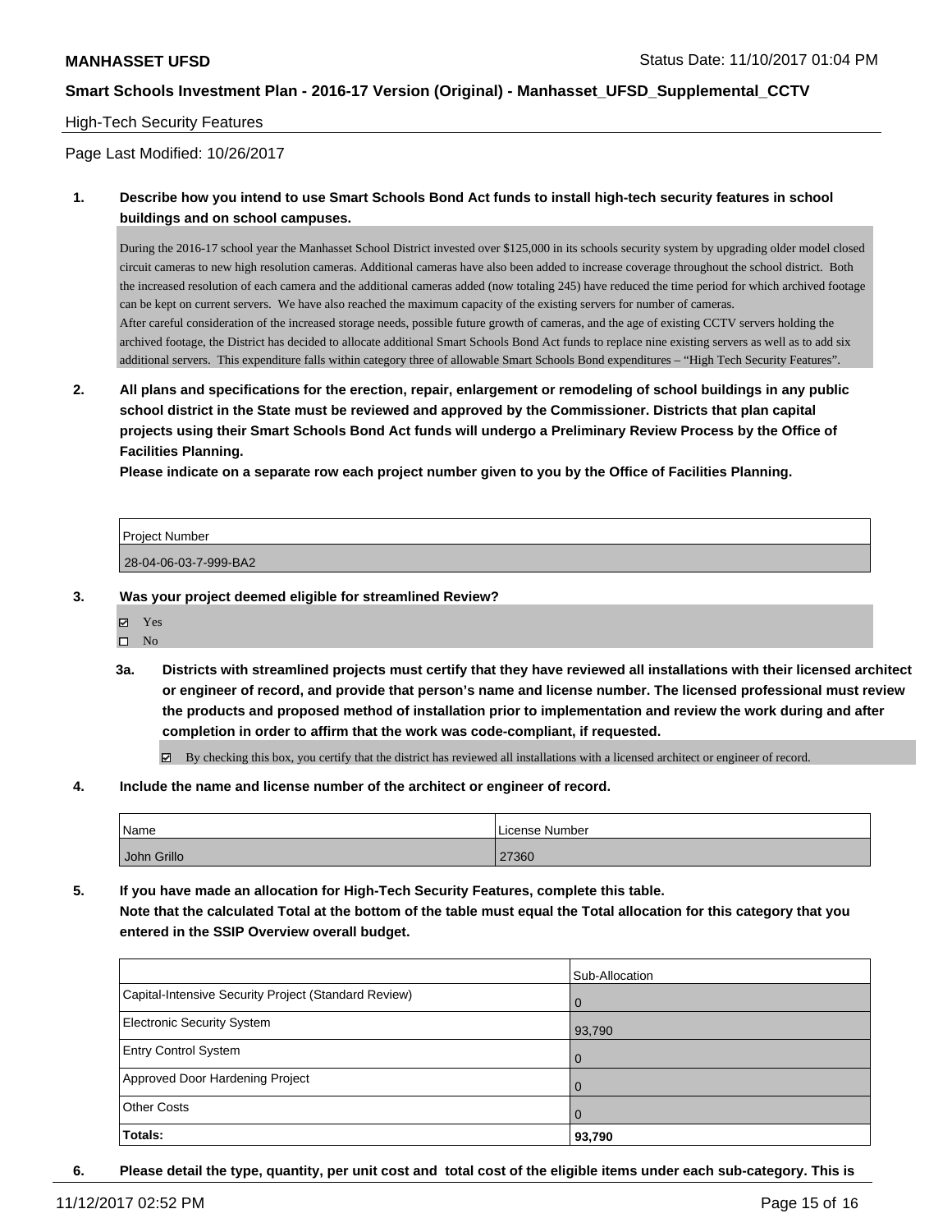**MANHASSET UFSD** Status Date: 11/10/2017 01:04 PM

**Smart Schools Investment Plan - 2016-17 Version (Original) - Manhasset_UFSD_Supplemental_CCTV**

High-Tech Security Features

Page Last Modified: 10/26/2017

**1. Describe how you intend to use Smart Schools Bond Act funds to install high-tech security features in school buildings and on school campuses.**

During the 2016-17 school year the Manhasset School District invested over $125,000 in its schools security system by upgrading older model closed circuit cameras to new high resolution cameras. Additional cameras have also been added to increase coverage throughout the school district. Both the increased resolution of each camera and the additional cameras added (now totaling 245) have reduced the time period for which archived footage can be kept on current servers. We have also reached the maximum capacity of the existing servers for number of cameras.
After careful consideration of the increased storage needs, possible future growth of cameras, and the age of existing CCTV servers holding the archived footage, the District has decided to allocate additional Smart Schools Bond Act funds to replace nine existing servers as well as to add six additional servers. This expenditure falls within category three of allowable Smart Schools Bond expenditures – "High Tech Security Features".

**2. All plans and specifications for the erection, repair, enlargement or remodeling of school buildings in any public school district in the State must be reviewed and approved by the Commissioner. Districts that plan capital projects using their Smart Schools Bond Act funds will undergo a Preliminary Review Process by the Office of Facilities Planning.**
**Please indicate on a separate row each project number given to you by the Office of Facilities Planning.**

| Project Number |
|---|
| 28-04-06-03-7-999-BA2 |

**3. Was your project deemed eligible for streamlined Review?**

☑ Yes
☐ No

**3a. Districts with streamlined projects must certify that they have reviewed all installations with their licensed architect or engineer of record, and provide that person's name and license number. The licensed professional must review the products and proposed method of installation prior to implementation and review the work during and after completion in order to affirm that the work was code-compliant, if requested.**

☑ By checking this box, you certify that the district has reviewed all installations with a licensed architect or engineer of record.

**4. Include the name and license number of the architect or engineer of record.**

| Name | License Number |
|---|---|
| John Grillo | 27360 |

**5. If you have made an allocation for High-Tech Security Features, complete this table.**
**Note that the calculated Total at the bottom of the table must equal the Total allocation for this category that you entered in the SSIP Overview overall budget.**

| | Sub-Allocation |
|---|---|
| Capital-Intensive Security Project (Standard Review) | 0 |
| Electronic Security System | 93,790 |
| Entry Control System | 0 |
| Approved Door Hardening Project | 0 |
| Other Costs | 0 |
| **Totals:** | **93,790** |

**6. Please detail the type, quantity, per unit cost and total cost of the eligible items under each sub-category. This is**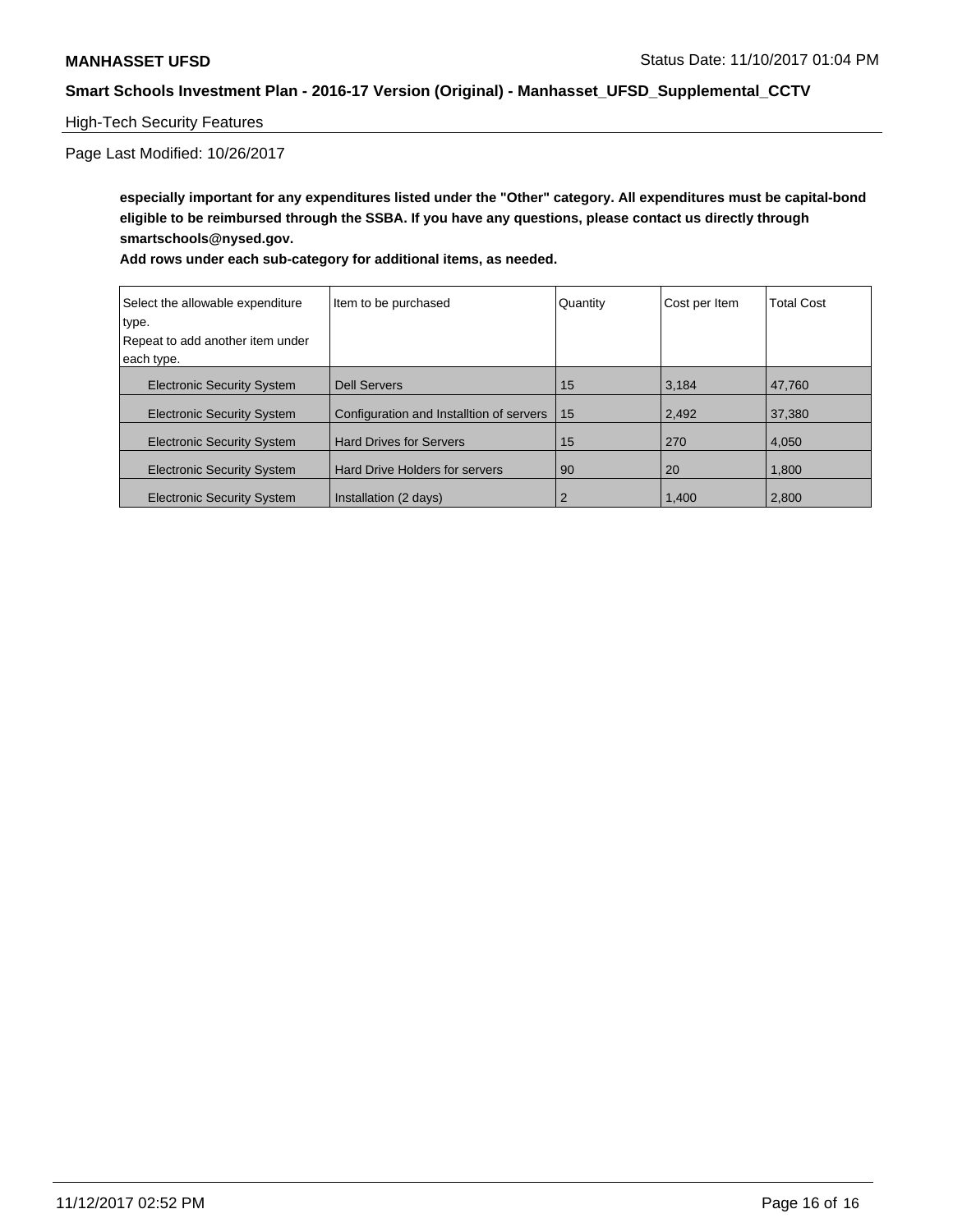**especially important for any expenditures listed under the "Other" category. All expenditures must be capital-bond eligible to be reimbursed through the SSBA. If you have any questions, please contact us directly through smartschools@nysed.gov.**

**Add rows under each sub-category for additional items, as needed.**

| Select the allowable expenditure type. Repeat to add another item under each type. | Item to be purchased | Quantity | Cost per Item | Total Cost |
|---|---|---|---|---|
| Electronic Security System | Dell Servers | 15 | 3,184 | 47,760 |
| Electronic Security System | Configuration and Installtion of servers | 15 | 2,492 | 37,380 |
| Electronic Security System | Hard Drives for Servers | 15 | 270 | 4,050 |
| Electronic Security System | Hard Drive Holders for servers | 90 | 20 | 1,800 |
| Electronic Security System | Installation (2 days) | 2 | 1,400 | 2,800 |